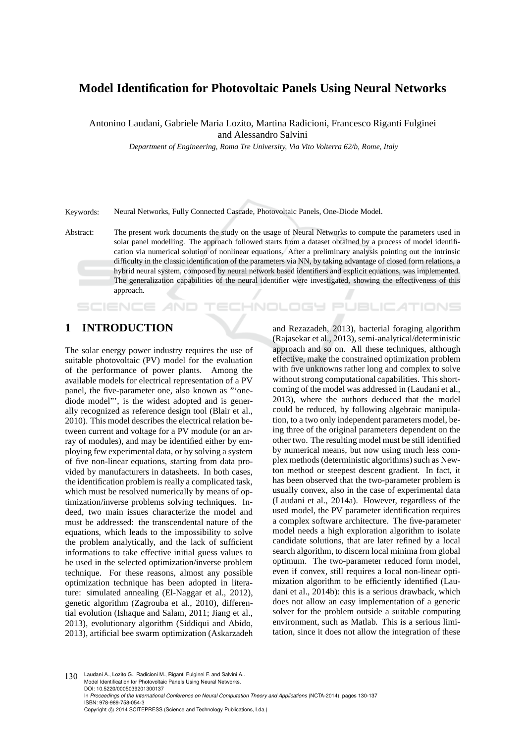# Model Identification for Photovoltaic Panels Using Neural Networks

Antonino Laudani, Gabriele Maria Lozito, Martina Radicioni, Francesco Riganti Fulginei and Alessandro Salvini

*Department of Engineering, Roma Tre University, Via Vito Volterra 62/b, Rome, Italy*

Keywords: Neural Networks, Fully Connected Cascade, Photovoltaic Panels, One-Diode Model.

Abstract: The present work documents the study on the usage of Neural Networks to compute the parameters used in solar panel modelling. The approach followed starts from a dataset obtained by a process of model identification via numerical solution of nonlinear equations. After a preliminary analysis pointing out the intrinsic difficulty in the classic identification of the parameters via NN, by taking advantage of closed form relations, a hybrid neural system, composed by neural network based identifiers and explicit equations, was implemented. The generalization capabilities of the neural identifier were investigated, showing the effectiveness of this approach.

## 1 INTRODUCTION

The solar energy power industry requires the use of suitable photovoltaic (PV) model for the evaluation of the performance of power plants. Among the available models for electrical representation of a PV panel, the five-parameter one, also known as "'one-diode model"', is the widest adopted and is generally recognized as reference design tool (Blair et al., 2010). This model describes the electrical relation between current and voltage for a PV module (or an array of modules), and may be identified either by employing few experimental data, or by solving a system of five non-linear equations, starting from data provided by manufacturers in datasheets. In both cases, the identification problem is really a complicated task, which must be resolved numerically by means of optimization/inverse problems solving techniques. Indeed, two main issues characterize the model and must be addressed: the transcendental nature of the equations, which leads to the impossibility to solve the problem analytically, and the lack of sufficient informations to take effective initial guess values to be used in the selected optimization/inverse problem technique. For these reasons, almost any possible optimization technique has been adopted in literature: simulated annealing (El-Naggar et al., 2012), genetic algorithm (Zagrouba et al., 2010), differential evolution (Ishaque and Salam, 2011; Jiang et al., 2013), evolutionary algorithm (Siddiqui and Abido, 2013), artificial bee swarm optimization (Askarzadeh and Rezazadeh, 2013), bacterial foraging algorithm (Rajasekar et al., 2013), semi-analytical/deterministic approach and so on. All these techniques, although effective, make the constrained optimization problem with five unknowns rather long and complex to solve without strong computational capabilities. This shortcoming of the model was addressed in (Laudani et al., 2013), where the authors deduced that the model could be reduced, by following algebraic manipulation, to a two only independent parameters model, being three of the original parameters dependent on the other two. The resulting model must be still identified by numerical means, but now using much less complex methods (deterministic algorithms) such as Newton method or steepest descent gradient. In fact, it has been observed that the two-parameter problem is usually convex, also in the case of experimental data (Laudani et al., 2014a). However, regardless of the used model, the PV parameter identification requires a complex software architecture. The five-parameter model needs a high exploration algorithm to isolate candidate solutions, that are later refined by a local search algorithm, to discern local minima from global optimum. The two-parameter reduced form model, even if convex, still requires a local non-linear optimization algorithm to be efficiently identified (Laudani et al., 2014b): this is a serious drawback, which does not allow an easy implementation of a generic solver for the problem outside a suitable computing environment, such as Matlab. This is a serious limitation, since it does not allow the integration of these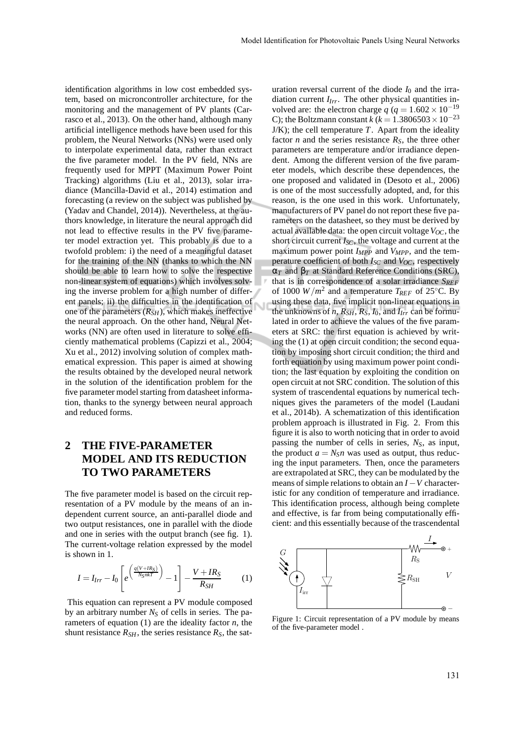identification algorithms in low cost embedded system, based on microncontroller architecture, for the monitoring and the management of PV plants (Carrasco et al., 2013). On the other hand, although many artificial intelligence methods have been used for this problem, the Neural Networks (NNs) were used only to interpolate experimental data, rather than extract the five parameter model. In the PV field, NNs are frequently used for MPPT (Maximum Power Point Tracking) algorithms (Liu et al., 2013), solar irradiance (Mancilla-David et al., 2014) estimation and forecasting (a review on the subject was published by (Yadav and Chandel, 2014)). Nevertheless, at the authors knowledge, in literature the neural approach did not lead to effective results in the PV five parameter model extraction yet. This probably is due to a twofold problem: i) the need of a meaningful dataset for the training of the NN (thanks to which the NN should be able to learn how to solve the respective non-linear system of equations) which involves solving the inverse problem for a high number of different panels; ii) the difficulties in the identification of one of the parameters ($R_{SH}$), which makes ineffective the neural approach. On the other hand, Neural Networks (NN) are often used in literature to solve efficiently mathematical problems (Capizzi et al., 2004; Xu et al., 2012) involving solution of complex mathematical expression. This paper is aimed at showing the results obtained by the developed neural network in the solution of the identification problem for the five parameter model starting from datasheet information, thanks to the synergy between neural approach and reduced forms.

## 2 THE FIVE-PARAMETER MODEL AND ITS REDUCTION TO TWO PARAMETERS

The five parameter model is based on the circuit representation of a PV module by the means of an independent current source, an anti-parallel diode and two output resistances, one in parallel with the diode and one in series with the output branch (see fig. 1). The current-voltage relation expressed by the model is shown in 1.

$$I = I_{Irr} - I_0\left[e^{\left(\frac{q(V+IR_S)}{N_S nkT}\right)} - 1\right] - \frac{V+IR_S}{R_{SH}} \qquad (1)$$

This equation can represent a PV module composed by an arbitrary number $N_S$ of cells in series. The parameters of equation (1) are the ideality factor $n$, the shunt resistance $R_{SH}$, the series resistance $R_S$, the saturation reversal current of the diode $I_0$ and the irradiation current $I_{Irr}$. The other physical quantities involved are: the electron charge $q$ ($q = 1.602\times10^{-19}$ C); the Boltzmann constant $k$ ($k = 1.3806503\times10^{-23}$ J/K); the cell temperature $T$. Apart from the ideality factor $n$ and the series resistance $R_S$, the three other parameters are temperature and/or irradiance dependent. Among the different version of the five parameter models, which describe these dependences, the one proposed and validated in (Desoto et al., 2006) is one of the most successfully adopted, and, for this reason, is the one used in this work. Unfortunately, manufacturers of PV panel do not report these five parameters on the datasheet, so they must be derived by actual available data: the open circuit voltage $V_{OC}$, the short circuit current $I_{SC}$, the voltage and current at the maximum power point $I_{MPP}$ and $V_{MPP}$, and the temperature coefficient of both $I_{SC}$ and $V_{OC}$, respectively $\alpha_T$ and $\beta_T$ at Standard Reference Conditions (SRC), that is in correspondence of a solar irradiance $S_{REF}$ of 1000 $W/m^2$ and a temperature $T_{REF}$ of 25°C. By using these data, five implicit non-linear equations in the unknowns of $n$, $R_{SH}$, $R_S$, $I_0$, and $I_{Irr}$ can be formulated in order to achieve the values of the five parameters at SRC: the first equation is achieved by writing the (1) at open circuit condition; the second equation by imposing short circuit condition; the third and forth equation by using maximum power point condition; the last equation by exploiting the condition on open circuit at not SRC condition. The solution of this system of trascendental equations by numerical techniques gives the parameters of the model (Laudani et al., 2014b). A schematization of this identification problem approach is illustrated in Fig. 2. From this figure it is also to worth noticing that in order to avoid passing the number of cells in series, $N_S$, as input, the product $a = N_S n$ was used as output, thus reducing the input parameters. Then, once the parameters are extrapolated at SRC, they can be modulated by the means of simple relations to obtain an $I-V$ characteristic for any condition of temperature and irradiance. This identification process, although being complete and effective, is far from being computationally efficient: and this essentially because of the trascendental

Figure 1: Circuit representation of a PV module by means of the five-parameter model .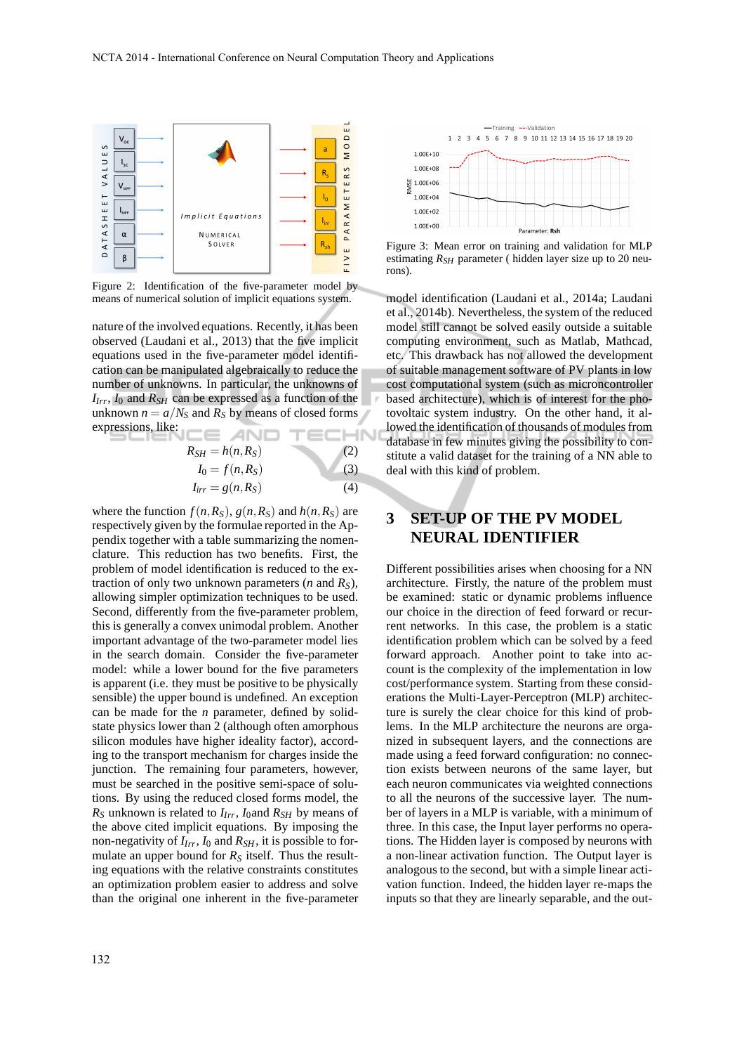Figure 2: Identification of the five-parameter model by means of numerical solution of implicit equations system.

nature of the involved equations. Recently, it has been observed (Laudani et al., 2013) that the five implicit equations used in the five-parameter model identification can be manipulated algebraically to reduce the number of unknowns. In particular, the unknowns of $I_{irr}$, $I_0$ and $R_{SH}$ can be expressed as a function of the unknown $n = a/N_S$ and $R_S$ by means of closed forms expressions, like:

$$R_{SH} = h(n, R_S) \quad (2)$$

$$I_0 = f(n, R_S) \quad (3)$$

$$I_{irr} = g(n, R_S) \quad (4)$$

where the function $f(n, R_S)$, $g(n, R_S)$ and $h(n, R_S)$ are respectively given by the formulae reported in the Appendix together with a table summarizing the nomenclature. This reduction has two benefits. First, the problem of model identification is reduced to the extraction of only two unknown parameters ($n$ and $R_S$), allowing simpler optimization techniques to be used. Second, differently from the five-parameter problem, this is generally a convex unimodal problem. Another important advantage of the two-parameter model lies in the search domain. Consider the five-parameter model: while a lower bound for the five parameters is apparent (i.e. they must be positive to be physically sensible) the upper bound is undefined. An exception can be made for the $n$ parameter, defined by solid-state physics lower than 2 (although often amorphous silicon modules have higher ideality factor), according to the transport mechanism for charges inside the junction. The remaining four parameters, however, must be searched in the positive semi-space of solutions. By using the reduced closed forms model, the $R_S$ unknown is related to $I_{irr}$, $I_0$and $R_{SH}$ by means of the above cited implicit equations. By imposing the non-negativity of $I_{irr}$, $I_0$ and $R_{SH}$, it is possible to formulate an upper bound for $R_S$ itself. Thus the resulting equations with the relative constraints constitutes an optimization problem easier to address and solve than the original one inherent in the five-parameter model identification (Laudani et al., 2014a; Laudani et al., 2014b). Nevertheless, the system of the reduced model still cannot be solved easily outside a suitable computing environment, such as Matlab, Mathcad, etc. This drawback has not allowed the development of suitable management software of PV plants in low cost computational system (such as microncontroller based architecture), which is of interest for the photovoltaic system industry. On the other hand, it allowed the identification of thousands of modules from database in few minutes giving the possibility to constitute a valid dataset for the training of a NN able to deal with this kind of problem.

Figure 3: Mean error on training and validation for MLP estimating $R_{SH}$ parameter ( hidden layer size up to 20 neurons).

## 3 SET-UP OF THE PV MODEL NEURAL IDENTIFIER

Different possibilities arises when choosing for a NN architecture. Firstly, the nature of the problem must be examined: static or dynamic problems influence our choice in the direction of feed forward or recurrent networks. In this case, the problem is a static identification problem which can be solved by a feed forward approach. Another point to take into account is the complexity of the implementation in low cost/performance system. Starting from these considerations the Multi-Layer-Perceptron (MLP) architecture is surely the clear choice for this kind of problems. In the MLP architecture the neurons are organized in subsequent layers, and the connections are made using a feed forward configuration: no connection exists between neurons of the same layer, but each neuron communicates via weighted connections to all the neurons of the successive layer. The number of layers in a MLP is variable, with a minimum of three. In this case, the Input layer performs no operations. The Hidden layer is composed by neurons with a non-linear activation function. The Output layer is analogous to the second, but with a simple linear activation function. Indeed, the hidden layer re-maps the inputs so that they are linearly separable, and the out-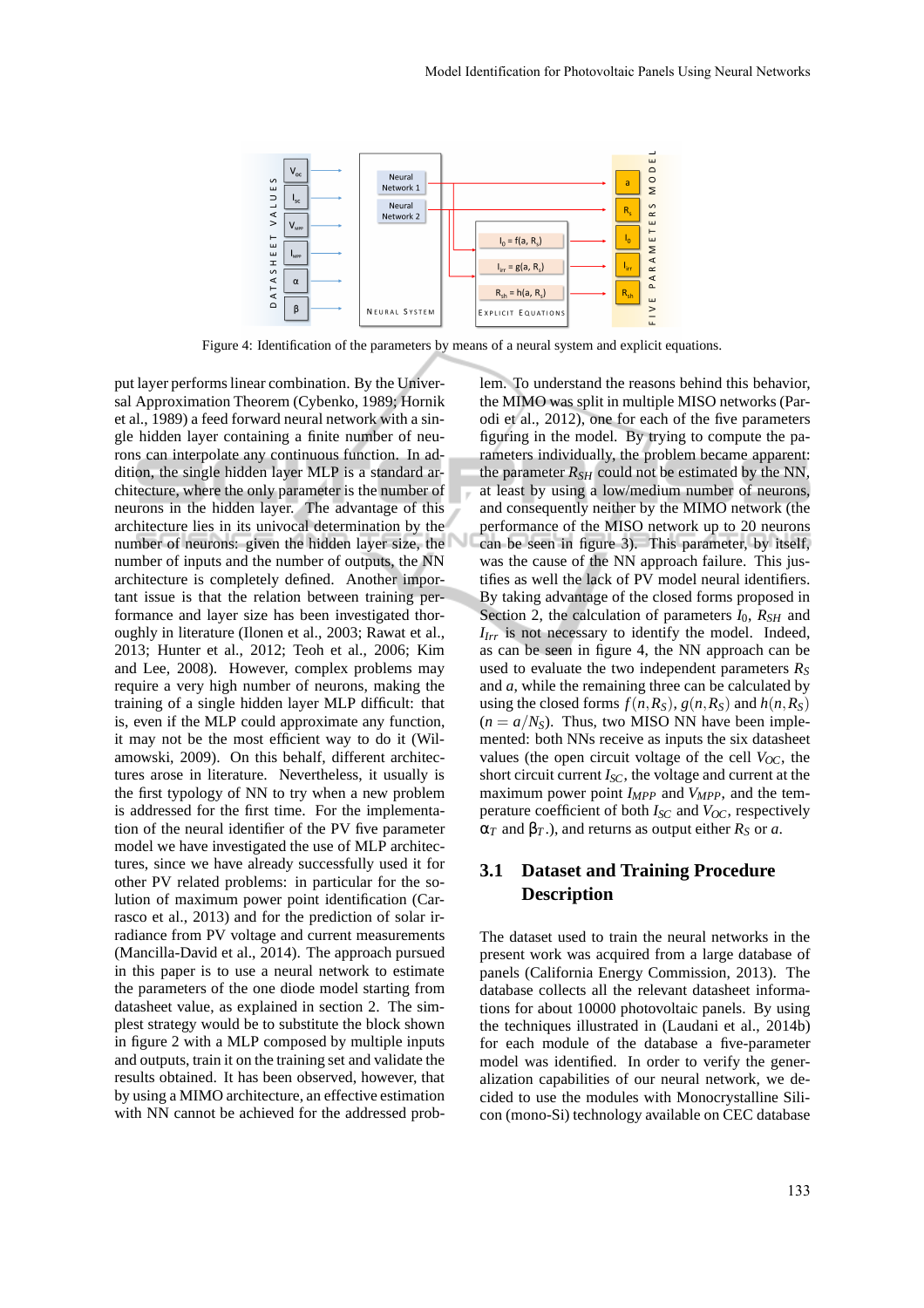Figure 4: Identification of the parameters by means of a neural system and explicit equations.

put layer performs linear combination. By the Universal Approximation Theorem (Cybenko, 1989; Hornik et al., 1989) a feed forward neural network with a single hidden layer containing a finite number of neurons can interpolate any continuous function. In addition, the single hidden layer MLP is a standard architecture, where the only parameter is the number of neurons in the hidden layer. The advantage of this architecture lies in its univocal determination by the number of neurons: given the hidden layer size, the number of inputs and the number of outputs, the NN architecture is completely defined. Another important issue is that the relation between training performance and layer size has been investigated thoroughly in literature (Ilonen et al., 2003; Rawat et al., 2013; Hunter et al., 2012; Teoh et al., 2006; Kim and Lee, 2008). However, complex problems may require a very high number of neurons, making the training of a single hidden layer MLP difficult: that is, even if the MLP could approximate any function, it may not be the most efficient way to do it (Wilamowski, 2009). On this behalf, different architectures arose in literature. Nevertheless, it usually is the first typology of NN to try when a new problem is addressed for the first time. For the implementation of the neural identifier of the PV five parameter model we have investigated the use of MLP architectures, since we have already successfully used it for other PV related problems: in particular for the solution of maximum power point identification (Carrasco et al., 2013) and for the prediction of solar irradiance from PV voltage and current measurements (Mancilla-David et al., 2014). The approach pursued in this paper is to use a neural network to estimate the parameters of the one diode model starting from datasheet value, as explained in section 2. The simplest strategy would be to substitute the block shown in figure 2 with a MLP composed by multiple inputs and outputs, train it on the training set and validate the results obtained. It has been observed, however, that by using a MIMO architecture, an effective estimation with NN cannot be achieved for the addressed problem. To understand the reasons behind this behavior, the MIMO was split in multiple MISO networks (Parodi et al., 2012), one for each of the five parameters figuring in the model. By trying to compute the parameters individually, the problem became apparent: the parameter $R_{SH}$ could not be estimated by the NN, at least by using a low/medium number of neurons, and consequently neither by the MIMO network (the performance of the MISO network up to 20 neurons can be seen in figure 3). This parameter, by itself, was the cause of the NN approach failure. This justifies as well the lack of PV model neural identifiers. By taking advantage of the closed forms proposed in Section 2, the calculation of parameters $I_0$, $R_{SH}$ and $I_{Irr}$ is not necessary to identify the model. Indeed, as can be seen in figure 4, the NN approach can be used to evaluate the two independent parameters $R_S$ and $a$, while the remaining three can be calculated by using the closed forms $f(n, R_S)$, $g(n, R_S)$ and $h(n, R_S)$ ($n = a/N_S$). Thus, two MISO NN have been implemented: both NNs receive as inputs the six datasheet values (the open circuit voltage of the cell $V_{OC}$, the short circuit current $I_{SC}$, the voltage and current at the maximum power point $I_{MPP}$ and $V_{MPP}$, and the temperature coefficient of both $I_{SC}$ and $V_{OC}$, respectively $\alpha_T$ and $\beta_T$.), and returns as output either $R_S$ or $a$.

### 3.1 Dataset and Training Procedure Description

The dataset used to train the neural networks in the present work was acquired from a large database of panels (California Energy Commission, 2013). The database collects all the relevant datasheet informations for about 10000 photovoltaic panels. By using the techniques illustrated in (Laudani et al., 2014b) for each module of the database a five-parameter model was identified. In order to verify the generalization capabilities of our neural network, we decided to use the modules with Monocrystalline Silicon (mono-Si) technology available on CEC database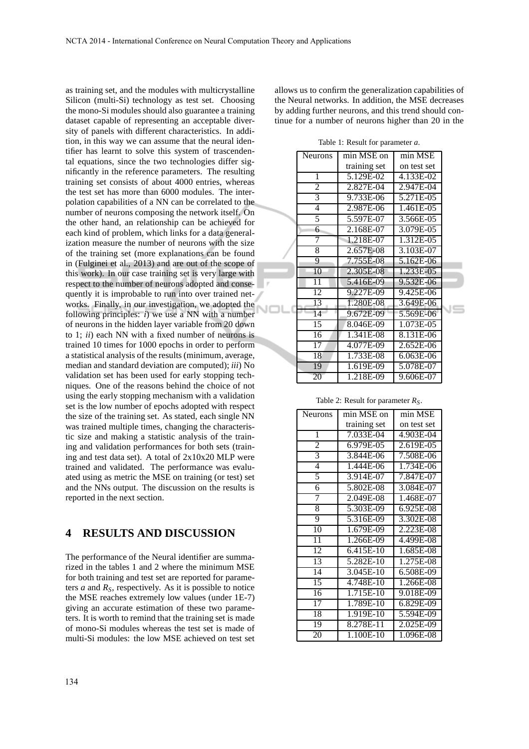as training set, and the modules with multicrystalline Silicon (multi-Si) technology as test set. Choosing the mono-Si modules should also guarantee a training dataset capable of representing an acceptable diversity of panels with different characteristics. In addition, in this way we can assume that the neural identifier has learnt to solve this system of trascendental equations, since the two technologies differ significantly in the reference parameters. The resulting training set consists of about 4000 entries, whereas the test set has more than 6000 modules. The interpolation capabilities of a NN can be correlated to the number of neurons composing the network itself. On the other hand, an relationship can be achieved for each kind of problem, which links for a data generalization measure the number of neurons with the size of the training set (more explanations can be found in (Fulginei et al., 2013) and are out of the scope of this work). In our case training set is very large with respect to the number of neurons adopted and consequently it is improbable to run into over trained networks. Finally, in our investigation, we adopted the following principles: *i*) we use a NN with a number of neurons in the hidden layer variable from 20 down to 1; *ii*) each NN with a fixed number of neurons is trained 10 times for 1000 epochs in order to perform a statistical analysis of the results (minimum, average, median and standard deviation are computed); *iii*) No validation set has been used for early stopping techniques. One of the reasons behind the choice of not using the early stopping mechanism with a validation set is the low number of epochs adopted with respect the size of the training set. As stated, each single NN was trained multiple times, changing the characteristic size and making a statistic analysis of the training and validation performances for both sets (training and test data set). A total of 2x10x20 MLP were trained and validated. The performance was evaluated using as metric the MSE on training (or test) set and the NNs output. The discussion on the results is reported in the next section.

## 4 RESULTS AND DISCUSSION

The performance of the Neural identifier are summarized in the tables 1 and 2 where the minimum MSE for both training and test set are reported for parameters $a$ and $R_S$, respectively. As it is possible to notice the MSE reaches extremely low values (under 1E-7) giving an accurate estimation of these two parameters. It is worth to remind that the training set is made of mono-Si modules whereas the test set is made of multi-Si modules: the low MSE achieved on test set allows us to confirm the generalization capabilities of the Neural networks. In addition, the MSE decreases by adding further neurons, and this trend should continue for a number of neurons higher than 20 in the

Table 1: Result for parameter $a$.

| Neurons | min MSE on training set | min MSE on test set |
|---|---|---|
| 1 | 5.129E-02 | 4.133E-02 |
| 2 | 2.827E-04 | 2.947E-04 |
| 3 | 9.733E-06 | 5.271E-05 |
| 4 | 2.987E-06 | 1.461E-05 |
| 5 | 5.597E-07 | 3.566E-05 |
| 6 | 2.168E-07 | 3.079E-05 |
| 7 | 1.218E-07 | 1.312E-05 |
| 8 | 2.657E-08 | 3.103E-07 |
| 9 | 7.755E-08 | 5.162E-06 |
| 10 | 2.305E-08 | 1.233E-05 |
| 11 | 5.416E-09 | 9.532E-06 |
| 12 | 9.227E-09 | 9.425E-06 |
| 13 | 1.280E-08 | 3.649E-06 |
| 14 | 9.672E-09 | 5.569E-06 |
| 15 | 8.046E-09 | 1.073E-05 |
| 16 | 1.341E-08 | 8.131E-06 |
| 17 | 4.077E-09 | 2.652E-06 |
| 18 | 1.733E-08 | 6.063E-06 |
| 19 | 1.619E-09 | 5.078E-07 |
| 20 | 1.218E-09 | 9.606E-07 |

Table 2: Result for parameter $R_S$.

| Neurons | min MSE on training set | min MSE on test set |
|---|---|---|
| 1 | 7.033E-04 | 4.903E-04 |
| 2 | 6.979E-05 | 2.619E-05 |
| 3 | 3.844E-06 | 7.508E-06 |
| 4 | 1.444E-06 | 1.734E-06 |
| 5 | 3.914E-07 | 7.847E-07 |
| 6 | 5.802E-08 | 3.084E-07 |
| 7 | 2.049E-08 | 1.468E-07 |
| 8 | 5.303E-09 | 6.925E-08 |
| 9 | 5.316E-09 | 3.302E-08 |
| 10 | 1.679E-09 | 2.223E-08 |
| 11 | 1.266E-09 | 4.499E-08 |
| 12 | 6.415E-10 | 1.685E-08 |
| 13 | 5.282E-10 | 1.275E-08 |
| 14 | 3.045E-10 | 6.508E-09 |
| 15 | 4.748E-10 | 1.266E-08 |
| 16 | 1.715E-10 | 9.018E-09 |
| 17 | 1.789E-10 | 6.829E-09 |
| 18 | 1.919E-10 | 5.594E-09 |
| 19 | 8.278E-11 | 2.025E-09 |
| 20 | 1.100E-10 | 1.096E-08 |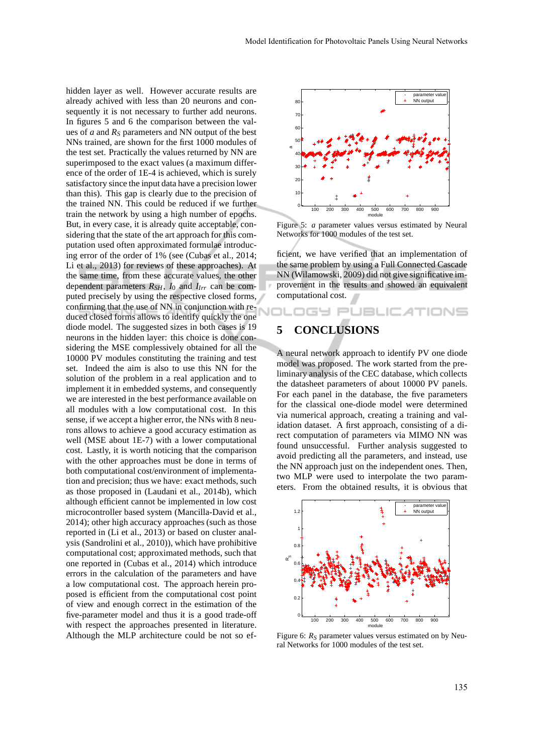hidden layer as well. However accurate results are already achived with less than 20 neurons and consequently it is not necessary to further add neurons. In figures 5 and 6 the comparison between the values of $a$ and $R_S$ parameters and NN output of the best NNs trained, are shown for the first 1000 modules of the test set. Practically the values returned by NN are superimposed to the exact values (a maximum difference of the order of 1E-4 is achieved, which is surely satisfactory since the input data have a precision lower than this). This gap is clearly due to the precision of the trained NN. This could be reduced if we further train the network by using a high number of epochs. But, in every case, it is already quite acceptable, considering that the state of the art approach for this computation used often approximated formulae introducing error of the order of 1% (see (Cubas et al., 2014; Li et al., 2013) for reviews of these approaches). At the same time, from these accurate values, the other dependent parameters $R_{SH}$, $I_0$ and $I_{Irr}$ can be computed precisely by using the respective closed forms, confirming that the use of NN in conjunction with reduced closed forms allows to identify quickly the one diode model. The suggested sizes in both cases is 19 neurons in the hidden layer: this choice is done considering the MSE complessively obtained for all the 10000 PV modules constituting the training and test set. Indeed the aim is also to use this NN for the solution of the problem in a real application and to implement it in embedded systems, and consequently we are interested in the best performance available on all modules with a low computational cost. In this sense, if we accept a higher error, the NNs with 8 neurons allows to achieve a good accuracy estimation as well (MSE about 1E-7) with a lower computational cost. Lastly, it is worth noticing that the comparison with the other approaches must be done in terms of both computational cost/environment of implementation and precision; thus we have: exact methods, such as those proposed in (Laudani et al., 2014b), which although efficient cannot be implemented in low cost microcontroller based system (Mancilla-David et al., 2014); other high accuracy approaches (such as those reported in (Li et al., 2013) or based on cluster analysis (Sandrolini et al., 2010)), which have prohibitive computational cost; approximated methods, such that one reported in (Cubas et al., 2014) which introduce errors in the calculation of the parameters and have a low computational cost. The approach herein proposed is efficient from the computational cost point of view and enough correct in the estimation of the five-parameter model and thus it is a good trade-off with respect the approaches presented in literature. Although the MLP architecture could be not so efficient, we have verified that an implementation of the same problem by using a Full Connected Cascade NN (Wilamowski, 2009) did not give significative improvement in the results and showed an equivalent computational cost.

Figure 5: $a$ parameter values versus estimated by Neural Networks for 1000 modules of the test set.

## 5 CONCLUSIONS

A neural network approach to identify PV one diode model was proposed. The work started from the preliminary analysis of the CEC database, which collects the datasheet parameters of about 10000 PV panels. For each panel in the database, the five parameters for the classical one-diode model were determined via numerical approach, creating a training and validation dataset. A first approach, consisting of a direct computation of parameters via MIMO NN was found unsuccessful. Further analysis suggested to avoid predicting all the parameters, and instead, use the NN approach just on the independent ones. Then, two MLP were used to interpolate the two parameters. From the obtained results, it is obvious that

Figure 6: $R_S$ parameter values versus estimated on by Neural Networks for 1000 modules of the test set.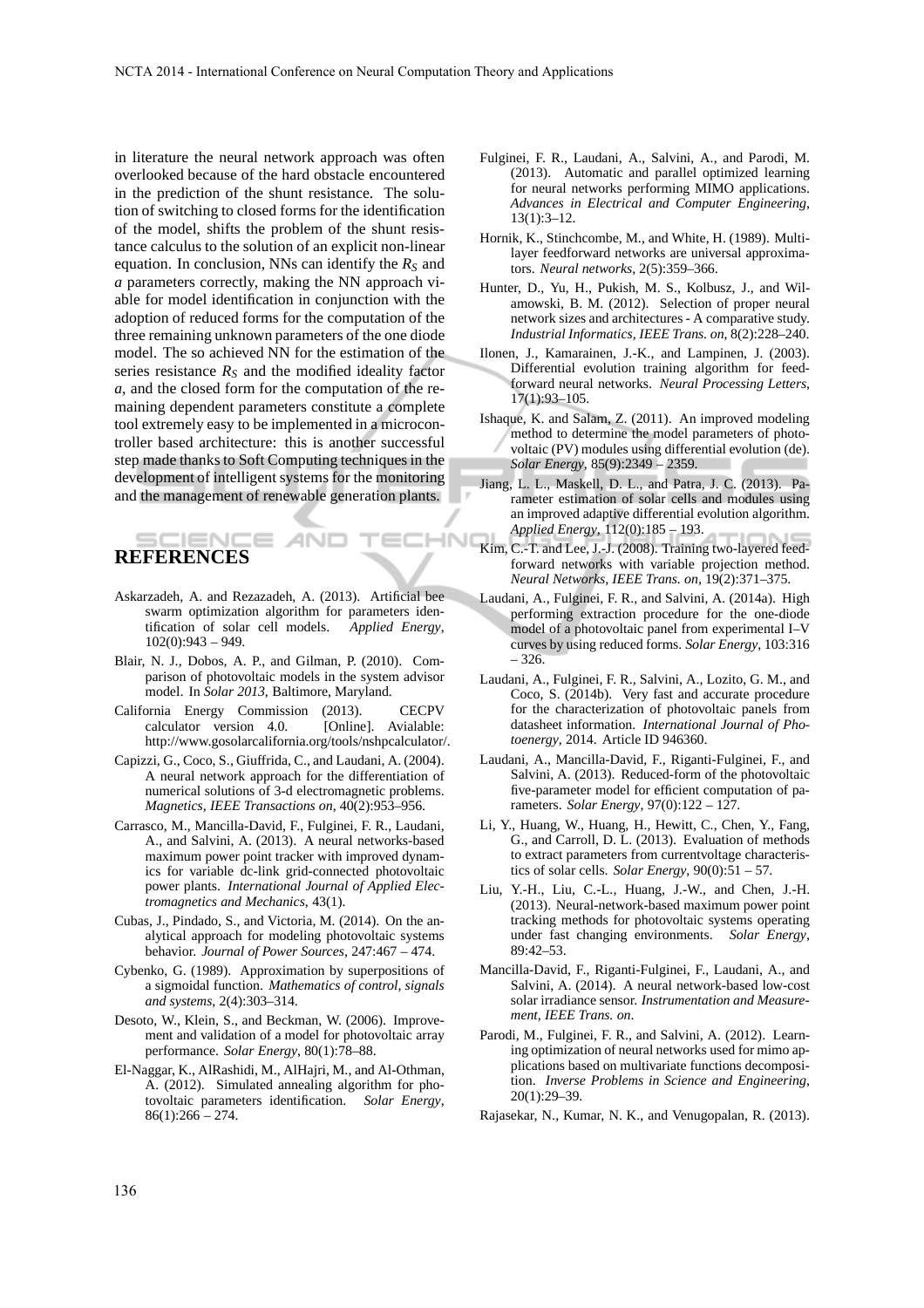in literature the neural network approach was often overlooked because of the hard obstacle encountered in the prediction of the shunt resistance. The solution of switching to closed forms for the identification of the model, shifts the problem of the shunt resistance calculus to the solution of an explicit non-linear equation. In conclusion, NNs can identify the $R_S$ and $a$ parameters correctly, making the NN approach viable for model identification in conjunction with the adoption of reduced forms for the computation of the three remaining unknown parameters of the one diode model. The so achieved NN for the estimation of the series resistance $R_S$ and the modified ideality factor $a$, and the closed form for the computation of the remaining dependent parameters constitute a complete tool extremely easy to be implemented in a microcontroller based architecture: this is another successful step made thanks to Soft Computing techniques in the development of intelligent systems for the monitoring and the management of renewable generation plants.

## REFERENCES

Askarzadeh, A. and Rezazadeh, A. (2013). Artificial bee swarm optimization algorithm for parameters identification of solar cell models. *Applied Energy*, 102(0):943 – 949.

Blair, N. J., Dobos, A. P., and Gilman, P. (2010). Comparison of photovoltaic models in the system advisor model. In *Solar 2013*, Baltimore, Maryland.

California Energy Commission (2013). CECPV calculator version 4.0. [Online]. Avialable: http://www.gosolarcalifornia.org/tools/nshpcalculator/.

Capizzi, G., Coco, S., Giuffrida, C., and Laudani, A. (2004). A neural network approach for the differentiation of numerical solutions of 3-d electromagnetic problems. *Magnetics, IEEE Transactions on*, 40(2):953–956.

Carrasco, M., Mancilla-David, F., Fulginei, F. R., Laudani, A., and Salvini, A. (2013). A neural networks-based maximum power point tracker with improved dynamics for variable dc-link grid-connected photovoltaic power plants. *International Journal of Applied Electromagnetics and Mechanics*, 43(1).

Cubas, J., Pindado, S., and Victoria, M. (2014). On the analytical approach for modeling photovoltaic systems behavior. *Journal of Power Sources*, 247:467 – 474.

Cybenko, G. (1989). Approximation by superpositions of a sigmoidal function. *Mathematics of control, signals and systems*, 2(4):303–314.

Desoto, W., Klein, S., and Beckman, W. (2006). Improvement and validation of a model for photovoltaic array performance. *Solar Energy*, 80(1):78–88.

El-Naggar, K., AlRashidi, M., AlHajri, M., and Al-Othman, A. (2012). Simulated annealing algorithm for photovoltaic parameters identification. *Solar Energy*, 86(1):266 – 274.

Fulginei, F. R., Laudani, A., Salvini, A., and Parodi, M. (2013). Automatic and parallel optimized learning for neural networks performing MIMO applications. *Advances in Electrical and Computer Engineering*, 13(1):3–12.

Hornik, K., Stinchcombe, M., and White, H. (1989). Multilayer feedforward networks are universal approximators. *Neural networks*, 2(5):359–366.

Hunter, D., Yu, H., Pukish, M. S., Kolbusz, J., and Wilamowski, B. M. (2012). Selection of proper neural network sizes and architectures - A comparative study. *Industrial Informatics, IEEE Trans. on*, 8(2):228–240.

Ilonen, J., Kamarainen, J.-K., and Lampinen, J. (2003). Differential evolution training algorithm for feedforward neural networks. *Neural Processing Letters*, 17(1):93–105.

Ishaque, K. and Salam, Z. (2011). An improved modeling method to determine the model parameters of photovoltaic (PV) modules using differential evolution (de). *Solar Energy*, 85(9):2349 – 2359.

Jiang, L. L., Maskell, D. L., and Patra, J. C. (2013). Parameter estimation of solar cells and modules using an improved adaptive differential evolution algorithm. *Applied Energy*, 112(0):185 – 193.

Kim, C.-T. and Lee, J.-J. (2008). Training two-layered feedforward networks with variable projection method. *Neural Networks, IEEE Trans. on*, 19(2):371–375.

Laudani, A., Fulginei, F. R., and Salvini, A. (2014a). High performing extraction procedure for the one-diode model of a photovoltaic panel from experimental I–V curves by using reduced forms. *Solar Energy*, 103:316 – 326.

Laudani, A., Fulginei, F. R., Salvini, A., Lozito, G. M., and Coco, S. (2014b). Very fast and accurate procedure for the characterization of photovoltaic panels from datasheet information. *International Journal of Photoenergy*, 2014. Article ID 946360.

Laudani, A., Mancilla-David, F., Riganti-Fulginei, F., and Salvini, A. (2013). Reduced-form of the photovoltaic five-parameter model for efficient computation of parameters. *Solar Energy*, 97(0):122 – 127.

Li, Y., Huang, W., Huang, H., Hewitt, C., Chen, Y., Fang, G., and Carroll, D. L. (2013). Evaluation of methods to extract parameters from currentvoltage characteristics of solar cells. *Solar Energy*, 90(0):51 – 57.

Liu, Y.-H., Liu, C.-L., Huang, J.-W., and Chen, J.-H. (2013). Neural-network-based maximum power point tracking methods for photovoltaic systems operating under fast changing environments. *Solar Energy*, 89:42–53.

Mancilla-David, F., Riganti-Fulginei, F., Laudani, A., and Salvini, A. (2014). A neural network-based low-cost solar irradiance sensor. *Instrumentation and Measurement, IEEE Trans. on*.

Parodi, M., Fulginei, F. R., and Salvini, A. (2012). Learning optimization of neural networks used for mimo applications based on multivariate functions decomposition. *Inverse Problems in Science and Engineering*, 20(1):29–39.

Rajasekar, N., Kumar, N. K., and Venugopalan, R. (2013).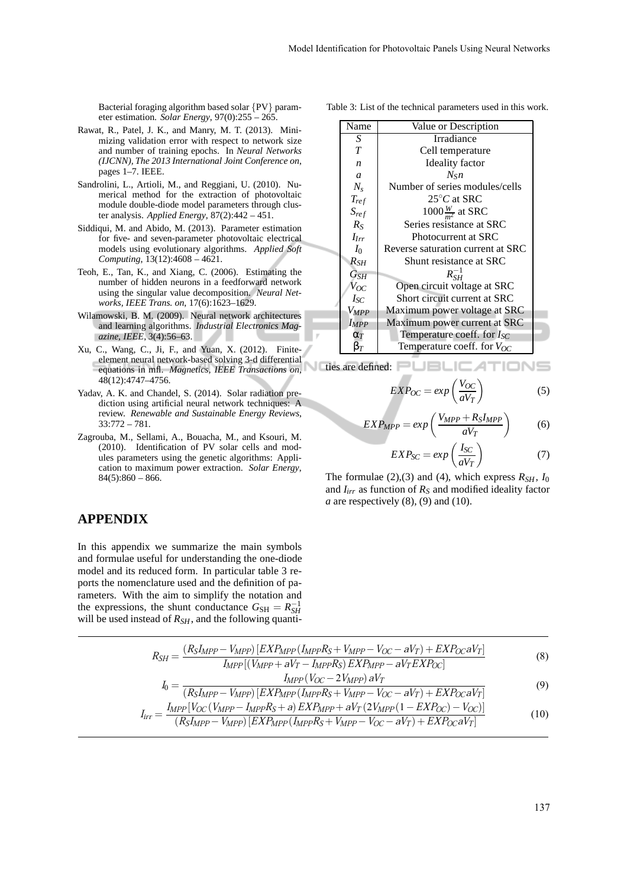Bacterial foraging algorithm based solar {PV} parameter estimation. *Solar Energy*, 97(0):255 – 265.

Rawat, R., Patel, J. K., and Manry, M. T. (2013). Minimizing validation error with respect to network size and number of training epochs. In *Neural Networks (IJCNN), The 2013 International Joint Conference on*, pages 1–7. IEEE.

Sandrolini, L., Artioli, M., and Reggiani, U. (2010). Numerical method for the extraction of photovoltaic module double-diode model parameters through cluster analysis. *Applied Energy*, 87(2):442 – 451.

Siddiqui, M. and Abido, M. (2013). Parameter estimation for five- and seven-parameter photovoltaic electrical models using evolutionary algorithms. *Applied Soft Computing*, 13(12):4608 – 4621.

Teoh, E., Tan, K., and Xiang, C. (2006). Estimating the number of hidden neurons in a feedforward network using the singular value decomposition. *Neural Networks, IEEE Trans. on*, 17(6):1623–1629.

Wilamowski, B. M. (2009). Neural network architectures and learning algorithms. *Industrial Electronics Magazine, IEEE*, 3(4):56–63.

Xu, C., Wang, C., Ji, F., and Yuan, X. (2012). Finite-element neural network-based solving 3-d differential equations in mfl. *Magnetics, IEEE Transactions on*, 48(12):4747–4756.

Yadav, A. K. and Chandel, S. (2014). Solar radiation prediction using artificial neural network techniques: A review. *Renewable and Sustainable Energy Reviews*, 33:772 – 781.

Zagrouba, M., Sellami, A., Bouacha, M., and Ksouri, M. (2010). Identification of PV solar cells and modules parameters using the genetic algorithms: Application to maximum power extraction. *Solar Energy*, 84(5):860 – 866.

## APPENDIX

In this appendix we summarize the main symbols and formulae useful for understanding the one-diode model and its reduced form. In particular table 3 reports the nomenclature used and the definition of parameters. With the aim to simplify the notation and the expressions, the shunt conductance $G_{SH} = R_{SH}^{-1}$ will be used instead of $R_{SH}$, and the following quantities are defined:

Table 3: List of the technical parameters used in this work.

| Name | Value or Description |
|---|---|
| $S$ | Irradiance |
| $T$ | Cell temperature |
| $n$ | Ideality factor |
| $a$ | $N_S n$ |
| $N_s$ | Number of series modules/cells |
| $T_{ref}$ | $25^{\circ}C$ at SRC |
| $S_{ref}$ | $1000\frac{W}{m^2}$ at SRC |
| $R_S$ | Series resistance at SRC |
| $I_{Irr}$ | Photocurrent at SRC |
| $I_0$ | Reverse saturation current at SRC |
| $R_{SH}$ | Shunt resistance at SRC |
| $G_{SH}$ | $R_{SH}^{-1}$ |
| $V_{OC}$ | Open circuit voltage at SRC |
| $I_{SC}$ | Short circuit current at SRC |
| $V_{MPP}$ | Maximum power voltage at SRC |
| $I_{MPP}$ | Maximum power current at SRC |
| $\alpha_T$ | Temperature coeff. for $I_{SC}$ |
| $\beta_T$ | Temperature coeff. for $V_{OC}$ |

$$EXP_{OC} = exp\left(\frac{V_{OC}}{aV_T}\right) \tag{5}$$

$$EXP_{MPP} = exp\left(\frac{V_{MPP} + R_S I_{MPP}}{aV_T}\right) \tag{6}$$

$$EXP_{SC} = exp\left(\frac{I_{SC}}{aV_T}\right) \tag{7}$$

The formulae (2),(3) and (4), which express $R_{SH}$, $I_0$ and $I_{irr}$ as function of $R_S$ and modified ideality factor $a$ are respectively (8), (9) and (10).

$$R_{SH} = \frac{(R_S I_{MPP} - V_{MPP})\left[EXP_{MPP}(I_{MPP}R_S + V_{MPP} - V_{OC} - aV_T) + EXP_{OC}aV_T\right]}{I_{MPP}\left[(V_{MPP} + aV_T - I_{MPP}R_S)\,EXP_{MPP} - aV_T EXP_{OC}\right]} \tag{8}$$

$$I_0 = \frac{I_{MPP}(V_{OC} - 2V_{MPP})\,aV_T}{(R_S I_{MPP} - V_{MPP})\left[EXP_{MPP}(I_{MPP}R_S + V_{MPP} - V_{OC} - aV_T) + EXP_{OC}aV_T\right]} \tag{9}$$

$$I_{irr} = \frac{I_{MPP}\left[V_{OC}(V_{MPP} - I_{MPP}R_S + a)\,EXP_{MPP} + aV_T(2V_{MPP}(1 - EXP_{OC}) - V_{OC})\right]}{(R_S I_{MPP} - V_{MPP})\left[EXP_{MPP}(I_{MPP}R_S + V_{MPP} - V_{OC} - aV_T) + EXP_{OC}aV_T\right]} \tag{10}$$